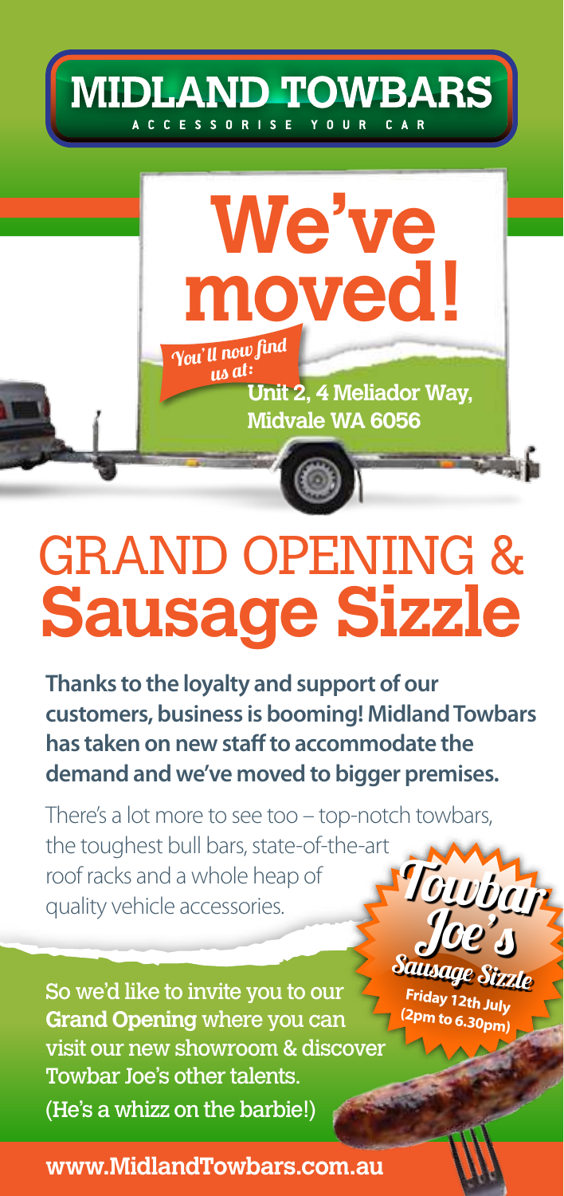# MIDLAND TOWBARS

ACCESSORISE YOUR CAR

# We've moved!

*You'll now find us at:*

**Unit 2, 4 Meliador Way, Midvale WA 6056**

# GRAND OPENING & Sausage Sizzle

**Thanks to the loyalty and support of our customers, business is booming! Midland Towbars has taken on new staff to accommodate the demand and we've moved to bigger premises.**

There's a lot more to see too – top-notch towbars, the toughest bull bars, state-of-the-art roof racks and a whole heap of quality vehicle accessories.

**Towbar Joe's Sausage Sizzle**

**Friday 12th July (2pm to 6.30pm)**

So we'd like to invite you to our **Grand Opening** where you can visit our new showroom & discover Towbar Joe's other talents. (He's a whizz on the barbie!)

www.MidlandTowbars.com.au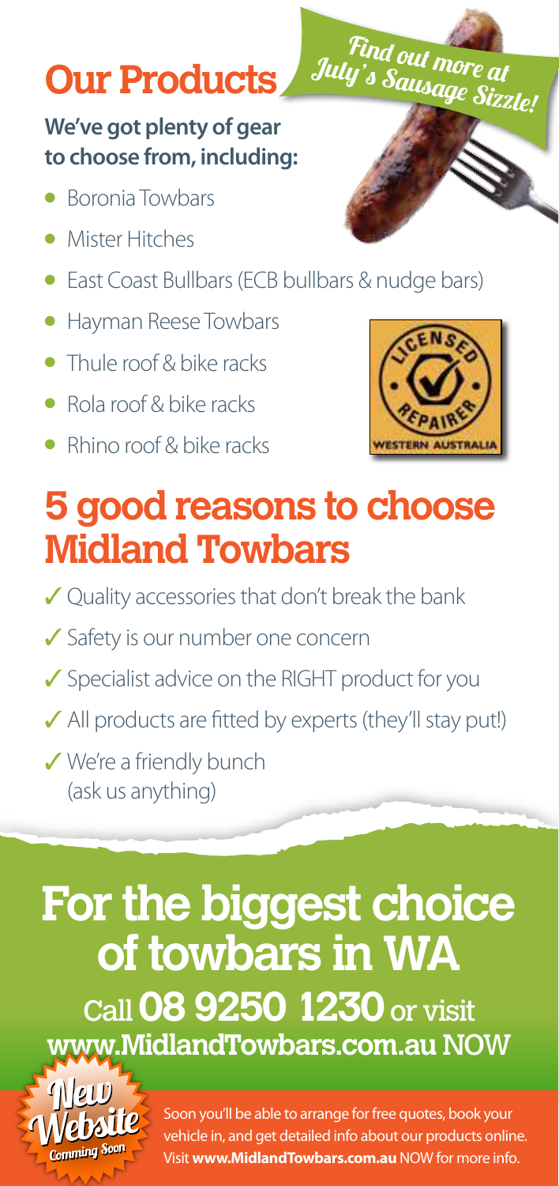# Our Products

Find out more at July's Sausage Sizzle!

**We've got plenty of gear to choose from, including:**

- Boronia Towbars
- Mister Hitches
- East Coast Bullbars (ECB bullbars & nudge bars)
- Hayman Reese Towbars
- Thule roof & bike racks
- Rola roof & bike racks
- Rhino roof & bike racks

LICENSED REPAIRER WESTERN AUSTRALIA

# 5 good reasons to choose Midland Towbars

- ✓ Quality accessories that don't break the bank
- ✓ Safety is our number one concern
- ✓ Specialist advice on the RIGHT product for you
- ✓ All products are fitted by experts (they'll stay put!)
- ✓ We're a friendly bunch (ask us anything)

# For the biggest choice of towbars in WA

## Call 08 9250 1230 or visit www.MidlandTowbars.com.au NOW

New Website Comming Soon

Soon you'll be able to arrange for free quotes, book your vehicle in, and get detailed info about our products online. Visit **www.MidlandTowbars.com.au** NOW for more info.